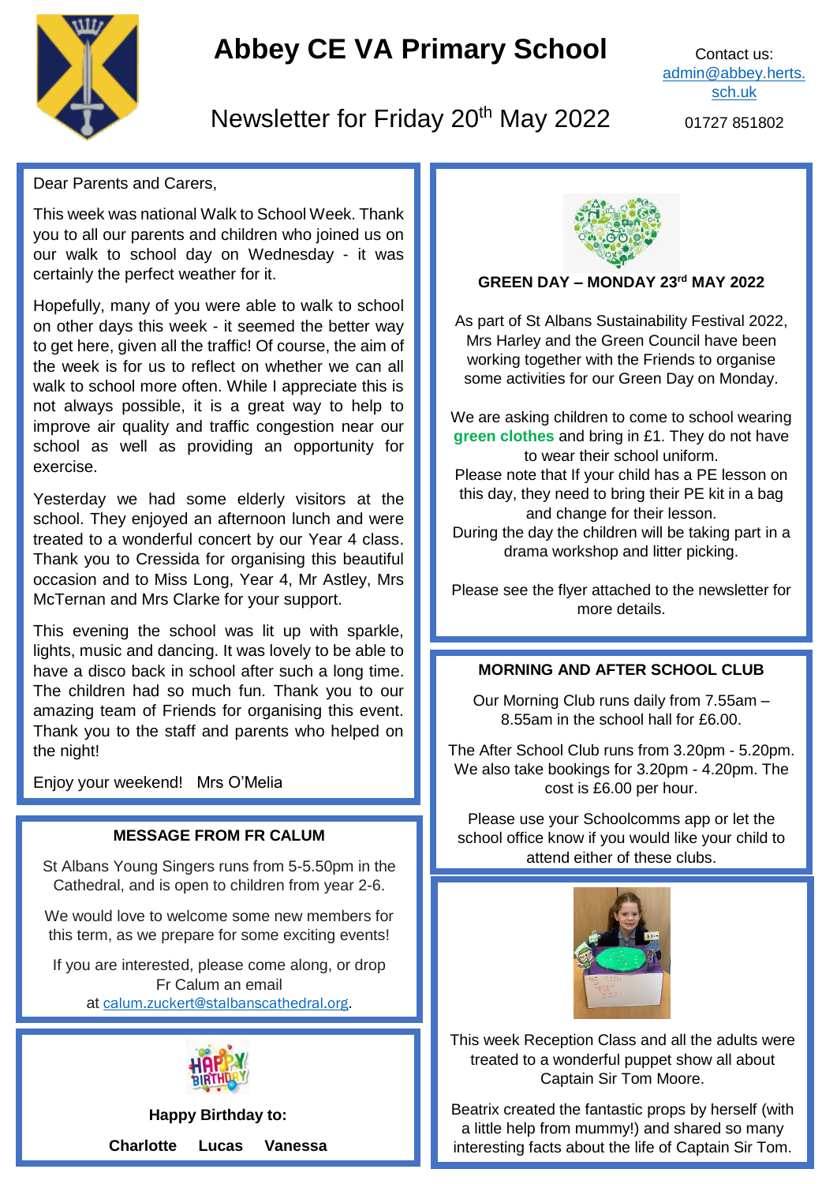# Abbey CE VA Primary School

## Newsletter for Friday 20th May 2022

Contact us: admin@abbey.herts.sch.uk

01727 851802

Dear Parents and Carers,

This week was national Walk to School Week. Thank you to all our parents and children who joined us on our walk to school day on Wednesday - it was certainly the perfect weather for it.

Hopefully, many of you were able to walk to school on other days this week - it seemed the better way to get here, given all the traffic! Of course, the aim of the week is for us to reflect on whether we can all walk to school more often. While I appreciate this is not always possible, it is a great way to help to improve air quality and traffic congestion near our school as well as providing an opportunity for exercise.

Yesterday we had some elderly visitors at the school. They enjoyed an afternoon lunch and were treated to a wonderful concert by our Year 4 class. Thank you to Cressida for organising this beautiful occasion and to Miss Long, Year 4, Mr Astley, Mrs McTernan and Mrs Clarke for your support.

This evening the school was lit up with sparkle, lights, music and dancing. It was lovely to be able to have a disco back in school after such a long time. The children had so much fun. Thank you to our amazing team of Friends for organising this event. Thank you to the staff and parents who helped on the night!

Enjoy your weekend! Mrs O'Melia

### MESSAGE FROM FR CALUM

St Albans Young Singers runs from 5-5.50pm in the Cathedral, and is open to children from year 2-6.

We would love to welcome some new members for this term, as we prepare for some exciting events!

If you are interested, please come along, or drop Fr Calum an email at calum.zuckert@stalbanscathedral.org.

**Happy Birthday to:**

**Charlotte Lucas Vanessa**

### GREEN DAY – MONDAY 23rd MAY 2022

As part of St Albans Sustainability Festival 2022, Mrs Harley and the Green Council have been working together with the Friends to organise some activities for our Green Day on Monday.

We are asking children to come to school wearing **green clothes** and bring in £1. They do not have to wear their school uniform.
Please note that If your child has a PE lesson on this day, they need to bring their PE kit in a bag and change for their lesson.
During the day the children will be taking part in a drama workshop and litter picking.

Please see the flyer attached to the newsletter for more details.

### MORNING AND AFTER SCHOOL CLUB

Our Morning Club runs daily from 7.55am – 8.55am in the school hall for £6.00.

The After School Club runs from 3.20pm - 5.20pm. We also take bookings for 3.20pm - 4.20pm. The cost is £6.00 per hour.

Please use your Schoolcomms app or let the school office know if you would like your child to attend either of these clubs.

This week Reception Class and all the adults were treated to a wonderful puppet show all about Captain Sir Tom Moore.

Beatrix created the fantastic props by herself (with a little help from mummy!) and shared so many interesting facts about the life of Captain Sir Tom.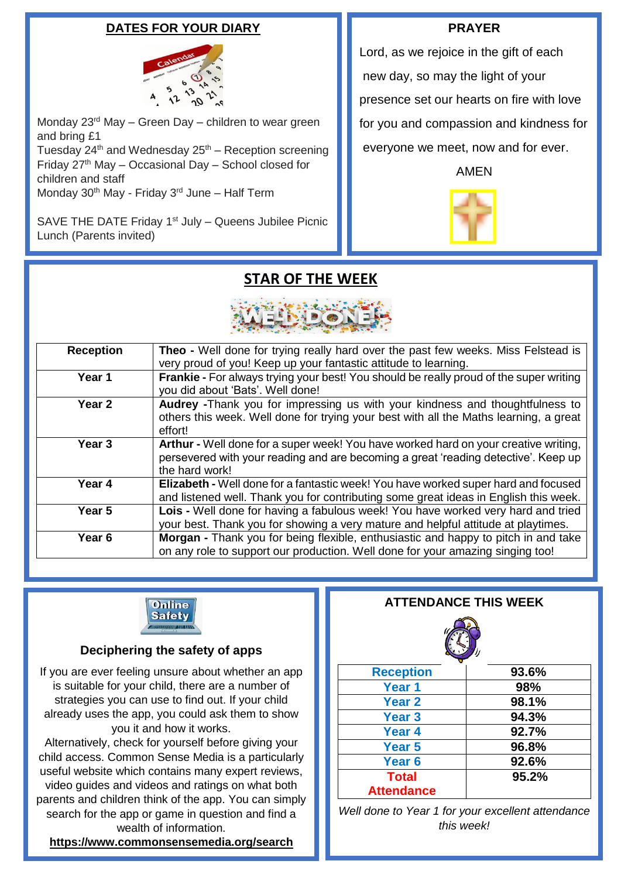## DATES FOR YOUR DIARY

Monday 23rd May – Green Day – children to wear green and bring £1
Tuesday 24th and Wednesday 25th – Reception screening
Friday 27th May – Occasional Day – School closed for children and staff
Monday 30th May - Friday 3rd June – Half Term

SAVE THE DATE Friday 1st July – Queens Jubilee Picnic Lunch (Parents invited)

## PRAYER

Lord, as we rejoice in the gift of each new day, so may the light of your presence set our hearts on fire with love for you and compassion and kindness for everyone we meet, now and for ever.

AMEN

## STAR OF THE WEEK

WELL DONE!

| | |
|---|---|
| **Reception** | **Theo -** Well done for trying really hard over the past few weeks. Miss Felstead is very proud of you! Keep up your fantastic attitude to learning. |
| **Year 1** | **Frankie -** For always trying your best! You should be really proud of the super writing you did about 'Bats'. Well done! |
| **Year 2** | **Audrey -**Thank you for impressing us with your kindness and thoughtfulness to others this week. Well done for trying your best with all the Maths learning, a great effort! |
| **Year 3** | **Arthur -** Well done for a super week! You have worked hard on your creative writing, persevered with your reading and are becoming a great 'reading detective'. Keep up the hard work! |
| **Year 4** | **Elizabeth -** Well done for a fantastic week! You have worked super hard and focused and listened well. Thank you for contributing some great ideas in English this week. |
| **Year 5** | **Lois -** Well done for having a fabulous week! You have worked very hard and tried your best. Thank you for showing a very mature and helpful attitude at playtimes. |
| **Year 6** | **Morgan -** Thank you for being flexible, enthusiastic and happy to pitch in and take on any role to support our production. Well done for your amazing singing too! |

## Online Safety

### Deciphering the safety of apps

If you are ever feeling unsure about whether an app is suitable for your child, there are a number of strategies you can use to find out. If your child already uses the app, you could ask them to show you it and how it works.

Alternatively, check for yourself before giving your child access. Common Sense Media is a particularly useful website which contains many expert reviews, video guides and videos and ratings on what both parents and children think of the app. You can simply search for the app or game in question and find a wealth of information.

**https://www.commonsensemedia.org/search**

## ATTENDANCE THIS WEEK

| | |
|---|---|
| **Reception** | **93.6%** |
| **Year 1** | **98%** |
| **Year 2** | **98.1%** |
| **Year 3** | **94.3%** |
| **Year 4** | **92.7%** |
| **Year 5** | **96.8%** |
| **Year 6** | **92.6%** |
| **Total Attendance** | **95.2%** |

*Well done to Year 1 for your excellent attendance this week!*